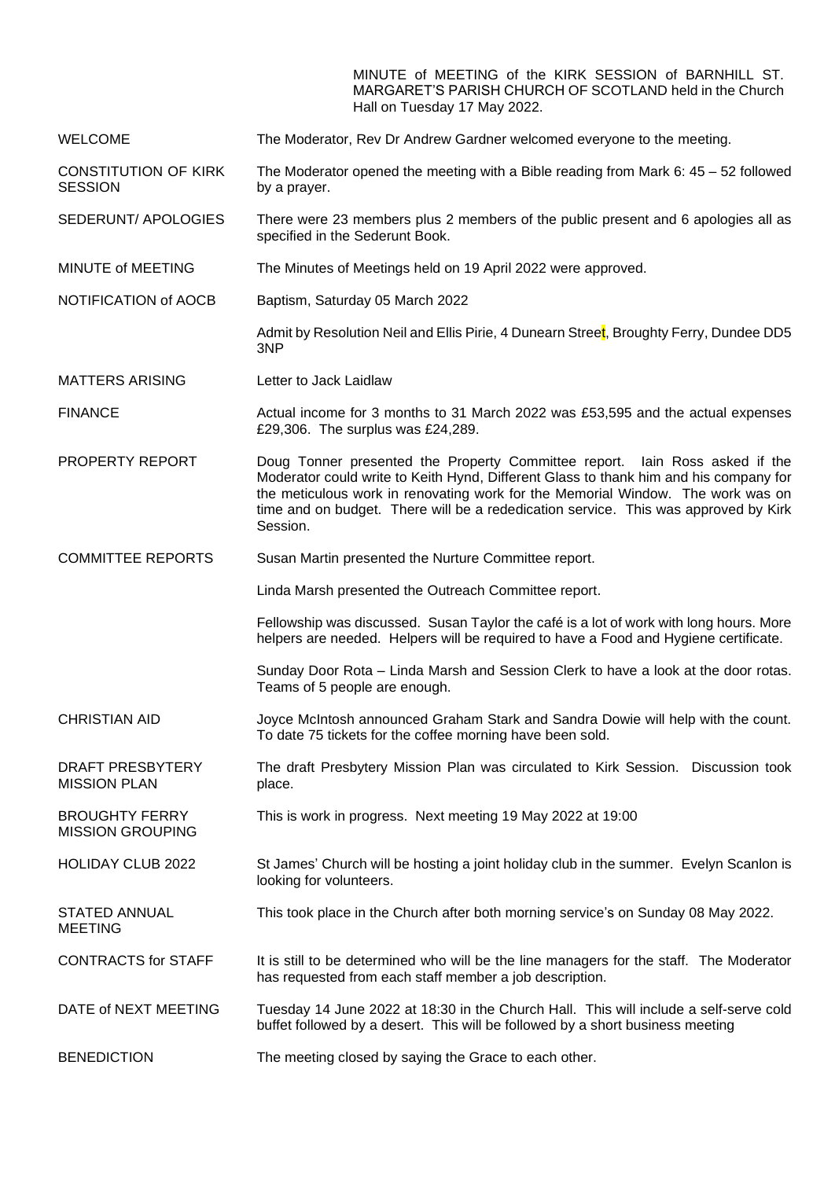MINUTE of MEETING of the KIRK SESSION of BARNHILL ST. MARGARET'S PARISH CHURCH OF SCOTLAND held in the Church Hall on Tuesday 17 May 2022.

| | |
|---|---|
| WELCOME | The Moderator, Rev Dr Andrew Gardner welcomed everyone to the meeting. |
| CONSTITUTION OF KIRK SESSION | The Moderator opened the meeting with a Bible reading from Mark 6: 45 – 52 followed by a prayer. |
| SEDERUNT/ APOLOGIES | There were 23 members plus 2 members of the public present and 6 apologies all as specified in the Sederunt Book. |
| MINUTE of MEETING | The Minutes of Meetings held on 19 April 2022 were approved. |
| NOTIFICATION of AOCB | Baptism, Saturday 05 March 2022<br><br>Admit by Resolution Neil and Ellis Pirie, 4 Dunearn Street, Broughty Ferry, Dundee DD5 3NP |
| MATTERS ARISING | Letter to Jack Laidlaw |
| FINANCE | Actual income for 3 months to 31 March 2022 was £53,595 and the actual expenses £29,306. The surplus was £24,289. |
| PROPERTY REPORT | Doug Tonner presented the Property Committee report. Iain Ross asked if the Moderator could write to Keith Hynd, Different Glass to thank him and his company for the meticulous work in renovating work for the Memorial Window. The work was on time and on budget. There will be a rededication service. This was approved by Kirk Session. |
| COMMITTEE REPORTS | Susan Martin presented the Nurture Committee report.<br><br>Linda Marsh presented the Outreach Committee report.<br><br>Fellowship was discussed. Susan Taylor the café is a lot of work with long hours. More helpers are needed. Helpers will be required to have a Food and Hygiene certificate.<br><br>Sunday Door Rota – Linda Marsh and Session Clerk to have a look at the door rotas. Teams of 5 people are enough. |
| CHRISTIAN AID | Joyce McIntosh announced Graham Stark and Sandra Dowie will help with the count. To date 75 tickets for the coffee morning have been sold. |
| DRAFT PRESBYTERY MISSION PLAN | The draft Presbytery Mission Plan was circulated to Kirk Session. Discussion took place. |
| BROUGHTY FERRY MISSION GROUPING | This is work in progress. Next meeting 19 May 2022 at 19:00 |
| HOLIDAY CLUB 2022 | St James' Church will be hosting a joint holiday club in the summer. Evelyn Scanlon is looking for volunteers. |
| STATED ANNUAL MEETING | This took place in the Church after both morning service's on Sunday 08 May 2022. |
| CONTRACTS for STAFF | It is still to be determined who will be the line managers for the staff. The Moderator has requested from each staff member a job description. |
| DATE of NEXT MEETING | Tuesday 14 June 2022 at 18:30 in the Church Hall. This will include a self-serve cold buffet followed by a desert. This will be followed by a short business meeting |
| BENEDICTION | The meeting closed by saying the Grace to each other. |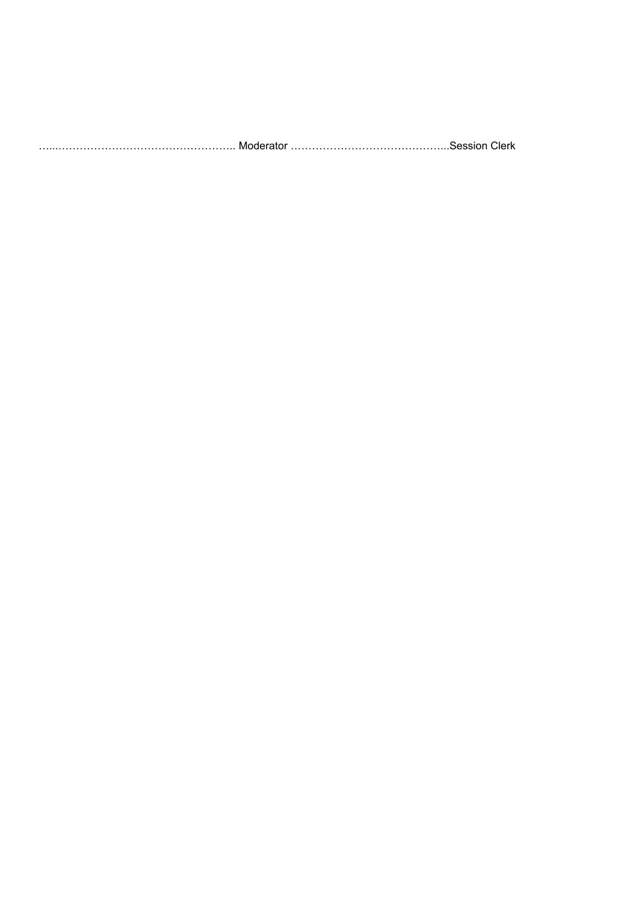…...…………………………………………….. Moderator ……………………………………...Session Clerk